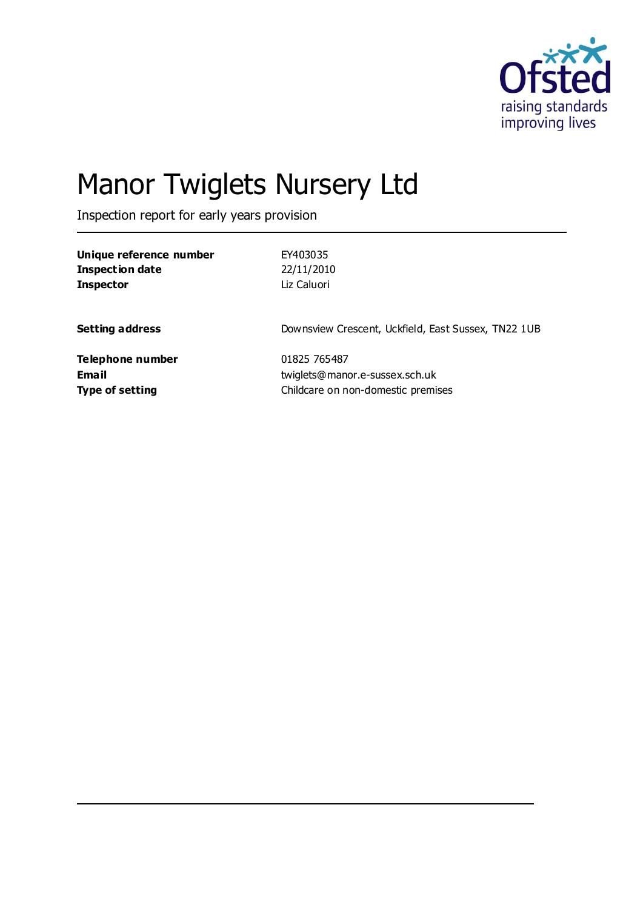Ofsted
raising standards
improving lives

# Manor Twiglets Nursery Ltd

Inspection report for early years provision

| | |
|---|---|
| **Unique reference number** | EY403035 |
| **Inspection date** | 22/11/2010 |
| **Inspector** | Liz Caluori |

| | |
|---|---|
| **Setting address** | Downsview Crescent, Uckfield, East Sussex, TN22 1UB |
| **Telephone number** | 01825 765487 |
| **Email** | twiglets@manor.e-sussex.sch.uk |
| **Type of setting** | Childcare on non-domestic premises |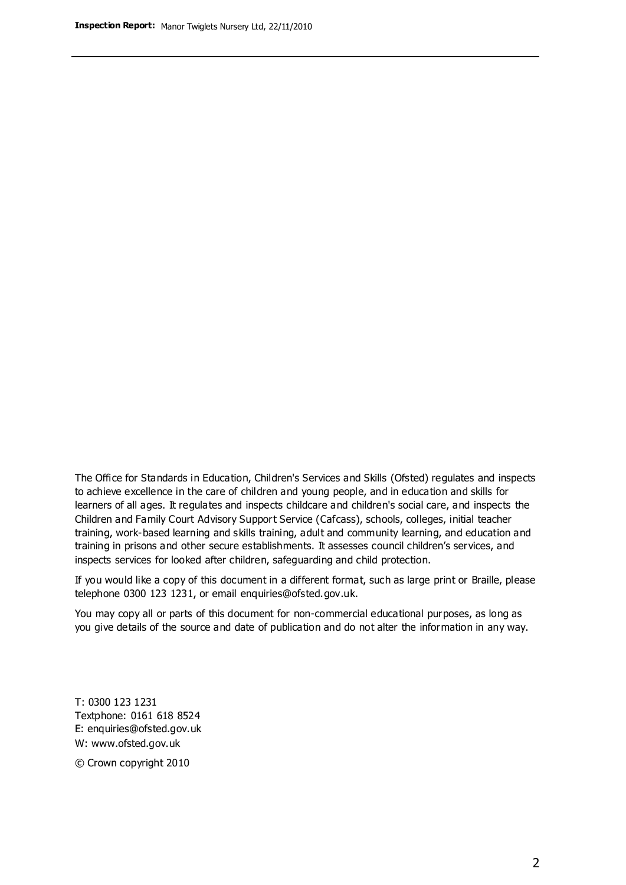The Office for Standards in Education, Children's Services and Skills (Ofsted) regulates and inspects to achieve excellence in the care of children and young people, and in education and skills for learners of all ages. It regulates and inspects childcare and children's social care, and inspects the Children and Family Court Advisory Support Service (Cafcass), schools, colleges, initial teacher training, work-based learning and skills training, adult and community learning, and education and training in prisons and other secure establishments. It assesses council children's services, and inspects services for looked after children, safeguarding and child protection.

If you would like a copy of this document in a different format, such as large print or Braille, please telephone 0300 123 1231, or email enquiries@ofsted.gov.uk.

You may copy all or parts of this document for non-commercial educational purposes, as long as you give details of the source and date of publication and do not alter the information in any way.

T: 0300 123 1231
Textphone: 0161 618 8524
E: enquiries@ofsted.gov.uk
W: www.ofsted.gov.uk

© Crown copyright 2010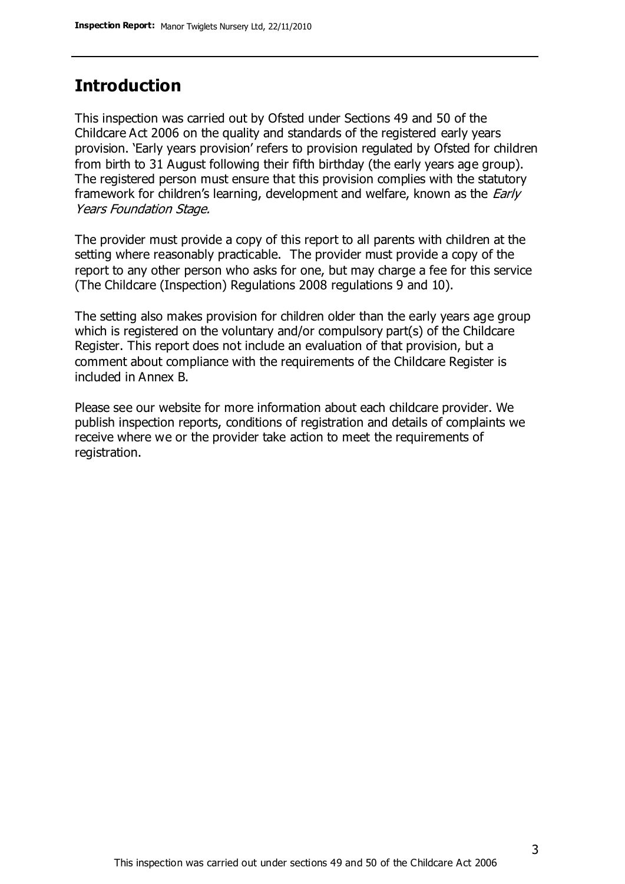## Introduction

This inspection was carried out by Ofsted under Sections 49 and 50 of the Childcare Act 2006 on the quality and standards of the registered early years provision. 'Early years provision' refers to provision regulated by Ofsted for children from birth to 31 August following their fifth birthday (the early years age group). The registered person must ensure that this provision complies with the statutory framework for children's learning, development and welfare, known as the *Early Years Foundation Stage.*

The provider must provide a copy of this report to all parents with children at the setting where reasonably practicable. The provider must provide a copy of the report to any other person who asks for one, but may charge a fee for this service (The Childcare (Inspection) Regulations 2008 regulations 9 and 10).

The setting also makes provision for children older than the early years age group which is registered on the voluntary and/or compulsory part(s) of the Childcare Register. This report does not include an evaluation of that provision, but a comment about compliance with the requirements of the Childcare Register is included in Annex B.

Please see our website for more information about each childcare provider. We publish inspection reports, conditions of registration and details of complaints we receive where we or the provider take action to meet the requirements of registration.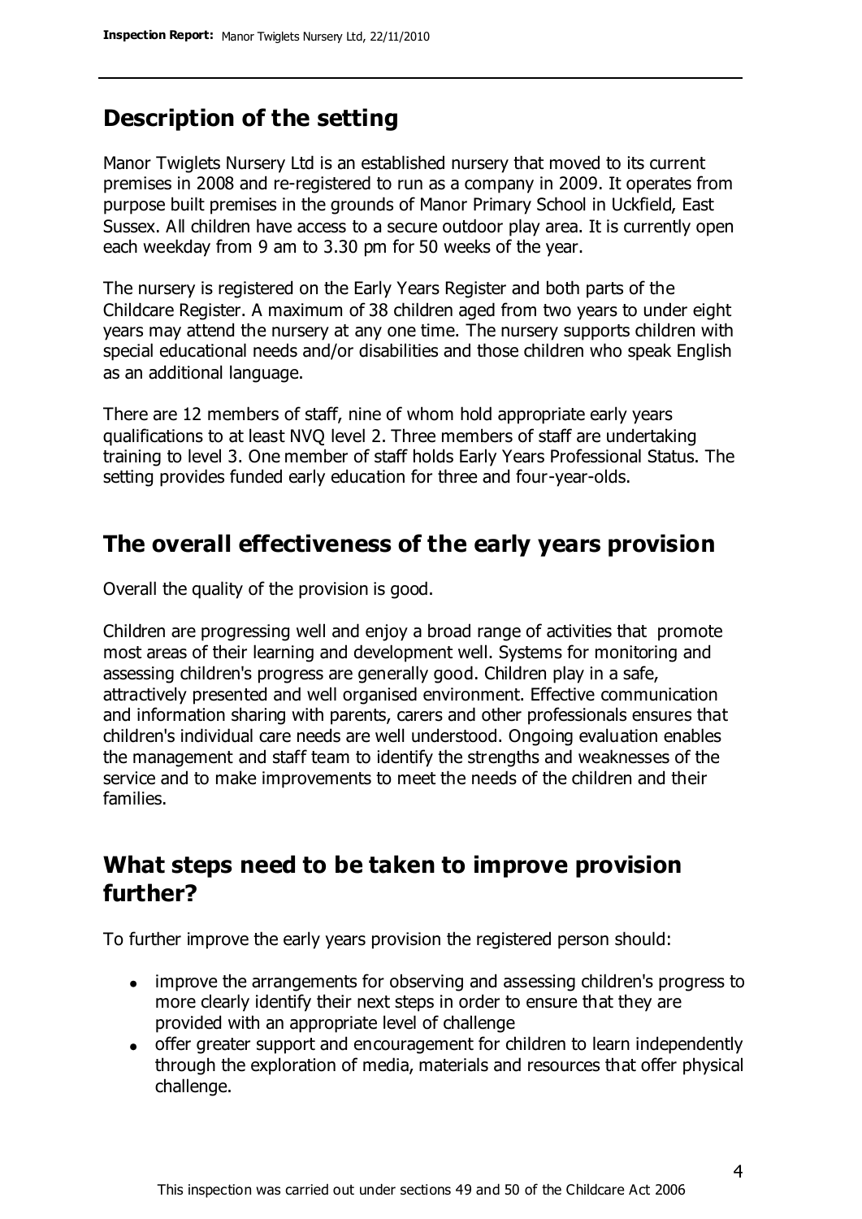## Description of the setting

Manor Twiglets Nursery Ltd is an established nursery that moved to its current premises in 2008 and re-registered to run as a company in 2009. It operates from purpose built premises in the grounds of Manor Primary School in Uckfield, East Sussex. All children have access to a secure outdoor play area. It is currently open each weekday from 9 am to 3.30 pm for 50 weeks of the year.

The nursery is registered on the Early Years Register and both parts of the Childcare Register. A maximum of 38 children aged from two years to under eight years may attend the nursery at any one time. The nursery supports children with special educational needs and/or disabilities and those children who speak English as an additional language.

There are 12 members of staff, nine of whom hold appropriate early years qualifications to at least NVQ level 2. Three members of staff are undertaking training to level 3. One member of staff holds Early Years Professional Status. The setting provides funded early education for three and four-year-olds.

## The overall effectiveness of the early years provision

Overall the quality of the provision is good.

Children are progressing well and enjoy a broad range of activities that promote most areas of their learning and development well. Systems for monitoring and assessing children's progress are generally good. Children play in a safe, attractively presented and well organised environment. Effective communication and information sharing with parents, carers and other professionals ensures that children's individual care needs are well understood. Ongoing evaluation enables the management and staff team to identify the strengths and weaknesses of the service and to make improvements to meet the needs of the children and their families.

## What steps need to be taken to improve provision further?

To further improve the early years provision the registered person should:

- improve the arrangements for observing and assessing children's progress to more clearly identify their next steps in order to ensure that they are provided with an appropriate level of challenge
- offer greater support and encouragement for children to learn independently through the exploration of media, materials and resources that offer physical challenge.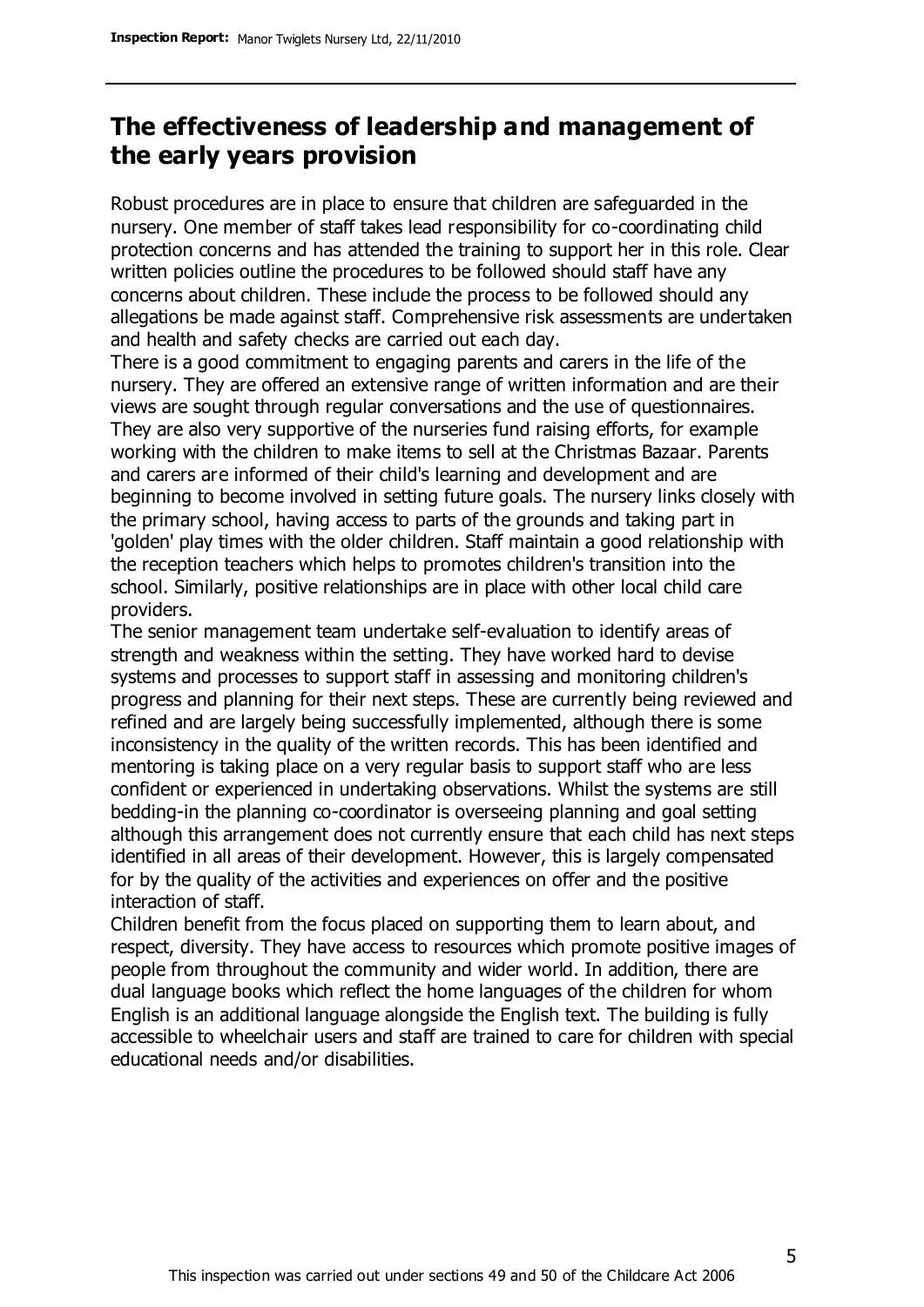## The effectiveness of leadership and management of the early years provision

Robust procedures are in place to ensure that children are safeguarded in the nursery. One member of staff takes lead responsibility for co-coordinating child protection concerns and has attended the training to support her in this role. Clear written policies outline the procedures to be followed should staff have any concerns about children. These include the process to be followed should any allegations be made against staff. Comprehensive risk assessments are undertaken and health and safety checks are carried out each day.

There is a good commitment to engaging parents and carers in the life of the nursery. They are offered an extensive range of written information and are their views are sought through regular conversations and the use of questionnaires. They are also very supportive of the nurseries fund raising efforts, for example working with the children to make items to sell at the Christmas Bazaar. Parents and carers are informed of their child's learning and development and are beginning to become involved in setting future goals. The nursery links closely with the primary school, having access to parts of the grounds and taking part in 'golden' play times with the older children. Staff maintain a good relationship with the reception teachers which helps to promotes children's transition into the school. Similarly, positive relationships are in place with other local child care providers.

The senior management team undertake self-evaluation to identify areas of strength and weakness within the setting. They have worked hard to devise systems and processes to support staff in assessing and monitoring children's progress and planning for their next steps. These are currently being reviewed and refined and are largely being successfully implemented, although there is some inconsistency in the quality of the written records. This has been identified and mentoring is taking place on a very regular basis to support staff who are less confident or experienced in undertaking observations. Whilst the systems are still bedding-in the planning co-coordinator is overseeing planning and goal setting although this arrangement does not currently ensure that each child has next steps identified in all areas of their development. However, this is largely compensated for by the quality of the activities and experiences on offer and the positive interaction of staff.

Children benefit from the focus placed on supporting them to learn about, and respect, diversity. They have access to resources which promote positive images of people from throughout the community and wider world. In addition, there are dual language books which reflect the home languages of the children for whom English is an additional language alongside the English text. The building is fully accessible to wheelchair users and staff are trained to care for children with special educational needs and/or disabilities.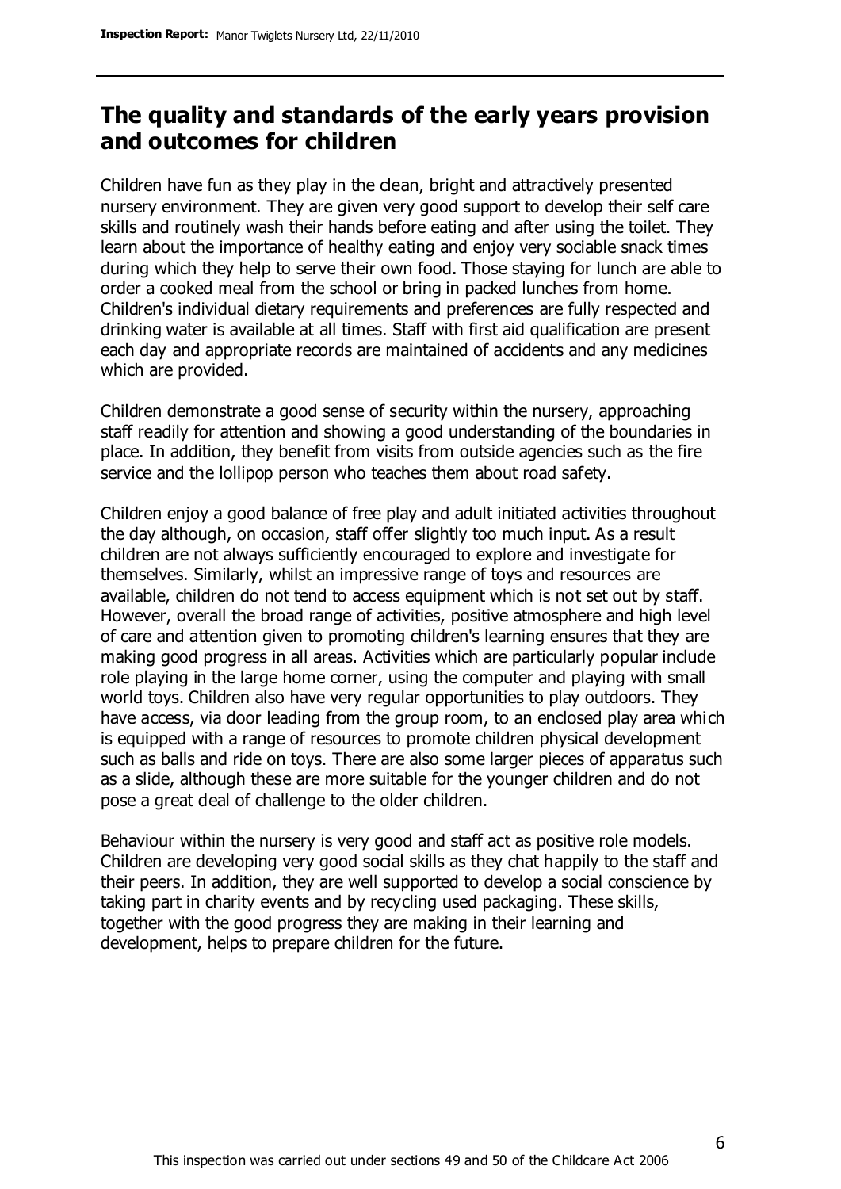## The quality and standards of the early years provision and outcomes for children

Children have fun as they play in the clean, bright and attractively presented nursery environment. They are given very good support to develop their self care skills and routinely wash their hands before eating and after using the toilet. They learn about the importance of healthy eating and enjoy very sociable snack times during which they help to serve their own food. Those staying for lunch are able to order a cooked meal from the school or bring in packed lunches from home. Children's individual dietary requirements and preferences are fully respected and drinking water is available at all times. Staff with first aid qualification are present each day and appropriate records are maintained of accidents and any medicines which are provided.

Children demonstrate a good sense of security within the nursery, approaching staff readily for attention and showing a good understanding of the boundaries in place. In addition, they benefit from visits from outside agencies such as the fire service and the lollipop person who teaches them about road safety.

Children enjoy a good balance of free play and adult initiated activities throughout the day although, on occasion, staff offer slightly too much input. As a result children are not always sufficiently encouraged to explore and investigate for themselves. Similarly, whilst an impressive range of toys and resources are available, children do not tend to access equipment which is not set out by staff. However, overall the broad range of activities, positive atmosphere and high level of care and attention given to promoting children's learning ensures that they are making good progress in all areas. Activities which are particularly popular include role playing in the large home corner, using the computer and playing with small world toys. Children also have very regular opportunities to play outdoors. They have access, via door leading from the group room, to an enclosed play area which is equipped with a range of resources to promote children physical development such as balls and ride on toys. There are also some larger pieces of apparatus such as a slide, although these are more suitable for the younger children and do not pose a great deal of challenge to the older children.

Behaviour within the nursery is very good and staff act as positive role models. Children are developing very good social skills as they chat happily to the staff and their peers. In addition, they are well supported to develop a social conscience by taking part in charity events and by recycling used packaging. These skills, together with the good progress they are making in their learning and development, helps to prepare children for the future.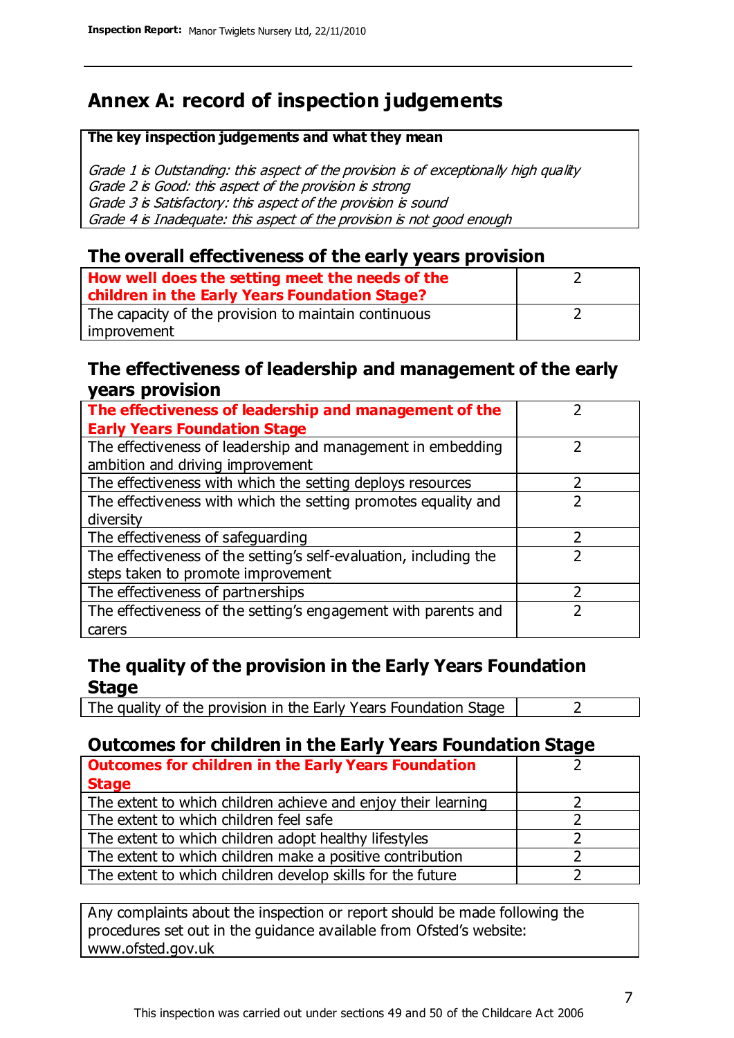# Annex A: record of inspection judgements

**The key inspection judgements and what they mean**

*Grade 1 is Outstanding: this aspect of the provision is of exceptionally high quality*
*Grade 2 is Good: this aspect of the provision is strong*
*Grade 3 is Satisfactory: this aspect of the provision is sound*
*Grade 4 is Inadequate: this aspect of the provision is not good enough*

## The overall effectiveness of the early years provision

| | |
|---|---|
| **How well does the setting meet the needs of the children in the Early Years Foundation Stage?** | 2 |
| The capacity of the provision to maintain continuous improvement | 2 |

## The effectiveness of leadership and management of the early years provision

| | |
|---|---|
| **The effectiveness of leadership and management of the Early Years Foundation Stage** | 2 |
| The effectiveness of leadership and management in embedding ambition and driving improvement | 2 |
| The effectiveness with which the setting deploys resources | 2 |
| The effectiveness with which the setting promotes equality and diversity | 2 |
| The effectiveness of safeguarding | 2 |
| The effectiveness of the setting's self-evaluation, including the steps taken to promote improvement | 2 |
| The effectiveness of partnerships | 2 |
| The effectiveness of the setting's engagement with parents and carers | 2 |

## The quality of the provision in the Early Years Foundation Stage

| | |
|---|---|
| The quality of the provision in the Early Years Foundation Stage | 2 |

## Outcomes for children in the Early Years Foundation Stage

| | |
|---|---|
| **Outcomes for children in the Early Years Foundation Stage** | 2 |
| The extent to which children achieve and enjoy their learning | 2 |
| The extent to which children feel safe | 2 |
| The extent to which children adopt healthy lifestyles | 2 |
| The extent to which children make a positive contribution | 2 |
| The extent to which children develop skills for the future | 2 |

Any complaints about the inspection or report should be made following the procedures set out in the guidance available from Ofsted's website: www.ofsted.gov.uk

This inspection was carried out under sections 49 and 50 of the Childcare Act 2006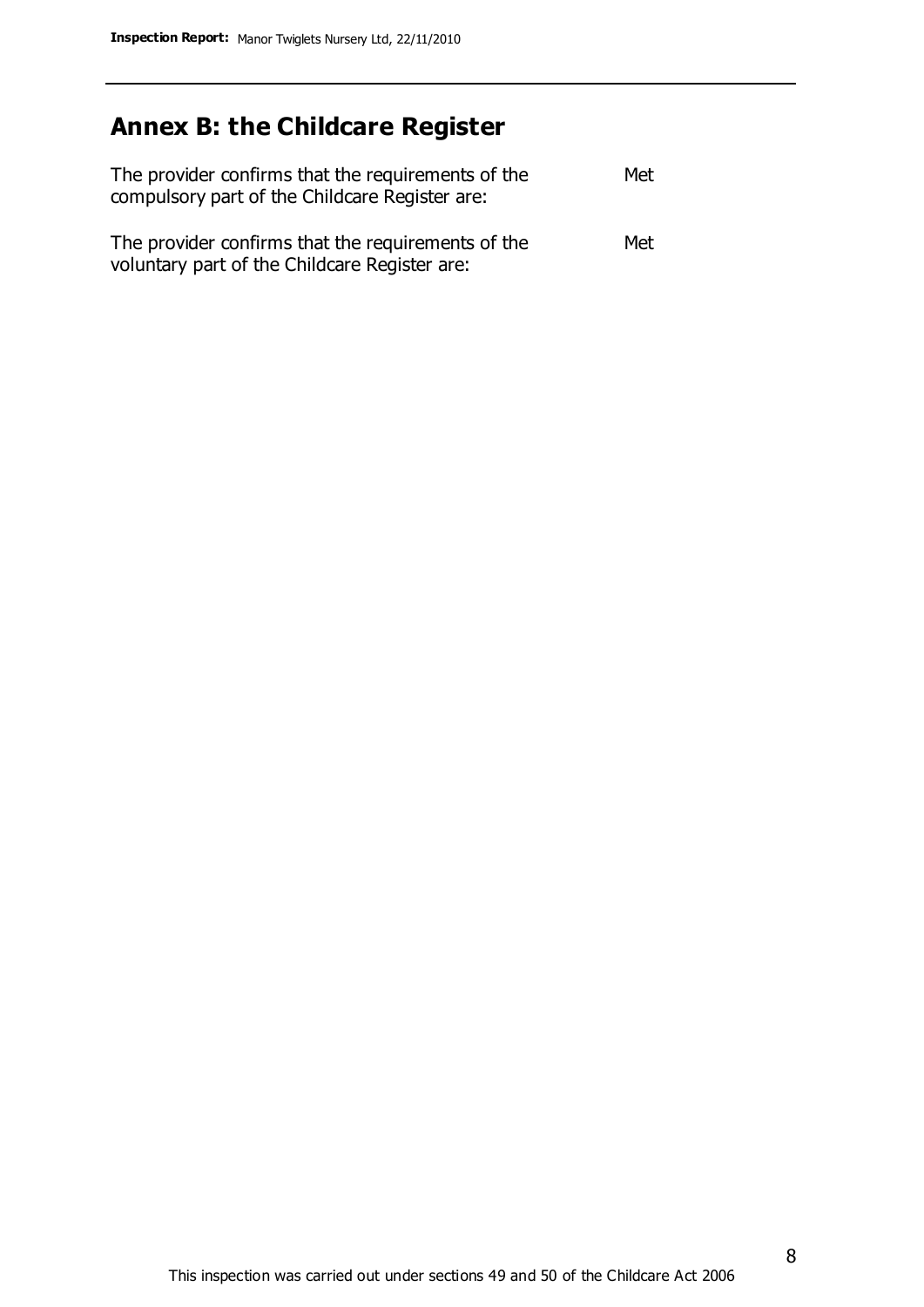## Annex B: the Childcare Register

| | |
|---|---|
| The provider confirms that the requirements of the compulsory part of the Childcare Register are: | Met |
| The provider confirms that the requirements of the voluntary part of the Childcare Register are: | Met |

This inspection was carried out under sections 49 and 50 of the Childcare Act 2006